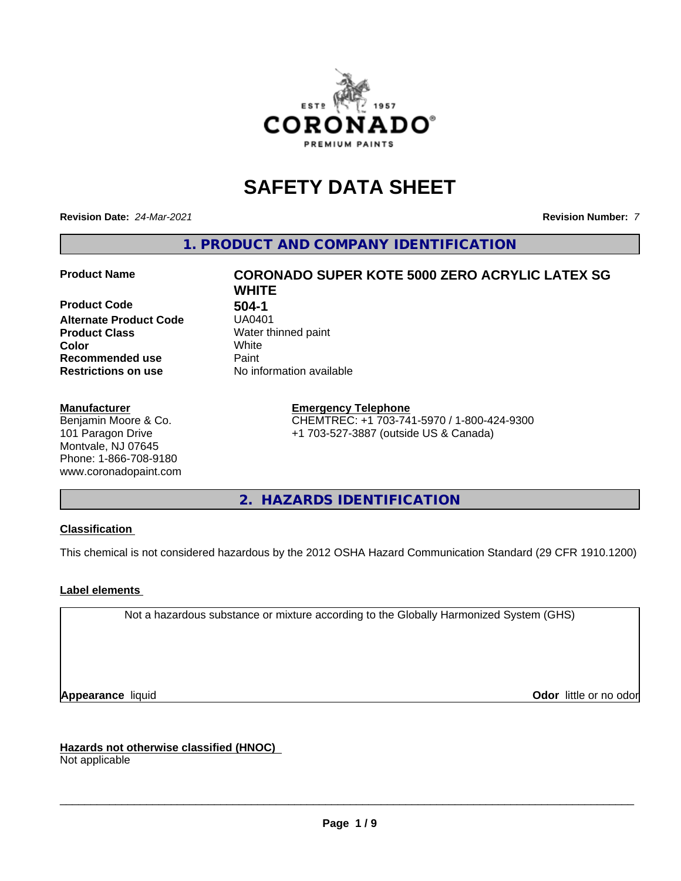# SAFETY DATA SHEET

**Revision Date:** *24-Mar-2021* **Revision Number:** *7*

## 1. PRODUCT AND COMPANY IDENTIFICATION

| | |
|---|---|
| **Product Name** | **CORONADO SUPER KOTE 5000 ZERO ACRYLIC LATEX SG WHITE** |
| **Product Code** | **504-1** |
| **Alternate Product Code** | UA0401 |
| **Product Class** | Water thinned paint |
| **Color** | White |
| **Recommended use** | Paint |
| **Restrictions on use** | No information available |

**Manufacturer**
Benjamin Moore & Co.
101 Paragon Drive
Montvale, NJ 07645
Phone: 1-866-708-9180
www.coronadopaint.com

**Emergency Telephone**
CHEMTREC: +1 703-741-5970 / 1-800-424-9300
+1 703-527-3887 (outside US & Canada)

## 2. HAZARDS IDENTIFICATION

**Classification**

This chemical is not considered hazardous by the 2012 OSHA Hazard Communication Standard (29 CFR 1910.1200)

**Label elements**

Not a hazardous substance or mixture according to the Globally Harmonized System (GHS)

**Appearance** liquid **Odor** little or no odor

**Hazards not otherwise classified (HNOC)**
Not applicable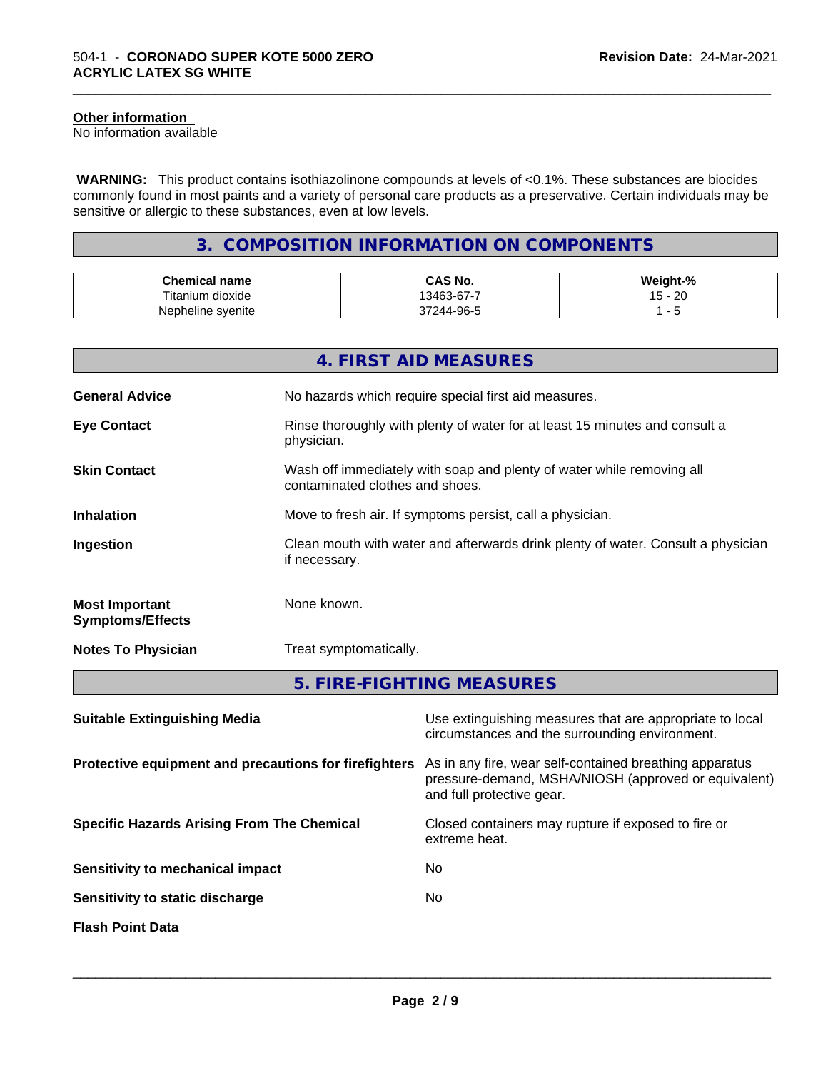**Other information**
No information available

**WARNING:** This product contains isothiazolinone compounds at levels of <0.1%. These substances are biocides commonly found in most paints and a variety of personal care products as a preservative. Certain individuals may be sensitive or allergic to these substances, even at low levels.

## 3. COMPOSITION INFORMATION ON COMPONENTS

| Chemical name | CAS No. | Weight-% |
| --- | --- | --- |
| Titanium dioxide | 13463-67-7 | 15 - 20 |
| Nepheline syenite | 37244-96-5 | 1 - 5 |

## 4. FIRST AID MEASURES

**General Advice** No hazards which require special first aid measures.

**Eye Contact** Rinse thoroughly with plenty of water for at least 15 minutes and consult a physician.

**Skin Contact** Wash off immediately with soap and plenty of water while removing all contaminated clothes and shoes.

**Inhalation** Move to fresh air. If symptoms persist, call a physician.

**Ingestion** Clean mouth with water and afterwards drink plenty of water. Consult a physician if necessary.

**Most Important Symptoms/Effects** None known.

**Notes To Physician** Treat symptomatically.

## 5. FIRE-FIGHTING MEASURES

**Suitable Extinguishing Media** Use extinguishing measures that are appropriate to local circumstances and the surrounding environment.

**Protective equipment and precautions for firefighters** As in any fire, wear self-contained breathing apparatus pressure-demand, MSHA/NIOSH (approved or equivalent) and full protective gear.

**Specific Hazards Arising From The Chemical** Closed containers may rupture if exposed to fire or extreme heat.

**Sensitivity to mechanical impact** No

**Sensitivity to static discharge** No

**Flash Point Data**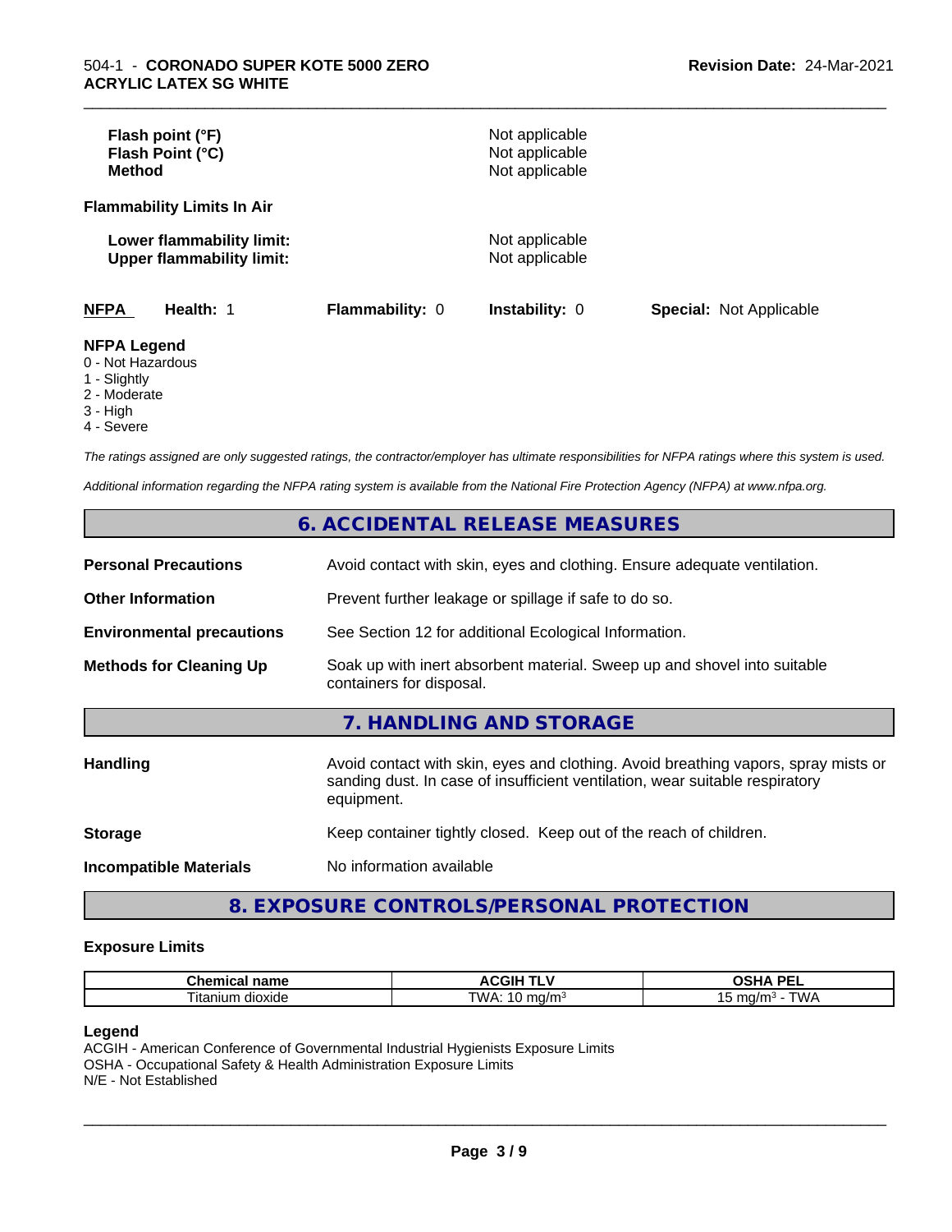| | |
|---|---|
| **Flash point (°F)** | Not applicable |
| **Flash Point (°C)** | Not applicable |
| **Method** | Not applicable |

**Flammability Limits In Air**

| | |
|---|---|
| **Lower flammability limit:** | Not applicable |
| **Upper flammability limit:** | Not applicable |

| **NFPA** | **Health:** 1 | **Flammability:** 0 | **Instability:** 0 | **Special:** Not Applicable |
|---|---|---|---|---|

**NFPA Legend**
0 - Not Hazardous
1 - Slightly
2 - Moderate
3 - High
4 - Severe

*The ratings assigned are only suggested ratings, the contractor/employer has ultimate responsibilities for NFPA ratings where this system is used.*

*Additional information regarding the NFPA rating system is available from the National Fire Protection Agency (NFPA) at www.nfpa.org.*

## 6. ACCIDENTAL RELEASE MEASURES

| | |
|---|---|
| **Personal Precautions** | Avoid contact with skin, eyes and clothing. Ensure adequate ventilation. |
| **Other Information** | Prevent further leakage or spillage if safe to do so. |
| **Environmental precautions** | See Section 12 for additional Ecological Information. |
| **Methods for Cleaning Up** | Soak up with inert absorbent material. Sweep up and shovel into suitable containers for disposal. |

## 7. HANDLING AND STORAGE

| | |
|---|---|
| **Handling** | Avoid contact with skin, eyes and clothing. Avoid breathing vapors, spray mists or sanding dust. In case of insufficient ventilation, wear suitable respiratory equipment. |
| **Storage** | Keep container tightly closed. Keep out of the reach of children. |
| **Incompatible Materials** | No information available |

## 8. EXPOSURE CONTROLS/PERSONAL PROTECTION

**Exposure Limits**

| Chemical name | ACGIH TLV | OSHA PEL |
|---|---|---|
| Titanium dioxide | TWA: 10 mg/m³ | 15 mg/m³ - TWA |

**Legend**
ACGIH - American Conference of Governmental Industrial Hygienists Exposure Limits
OSHA - Occupational Safety & Health Administration Exposure Limits
N/E - Not Established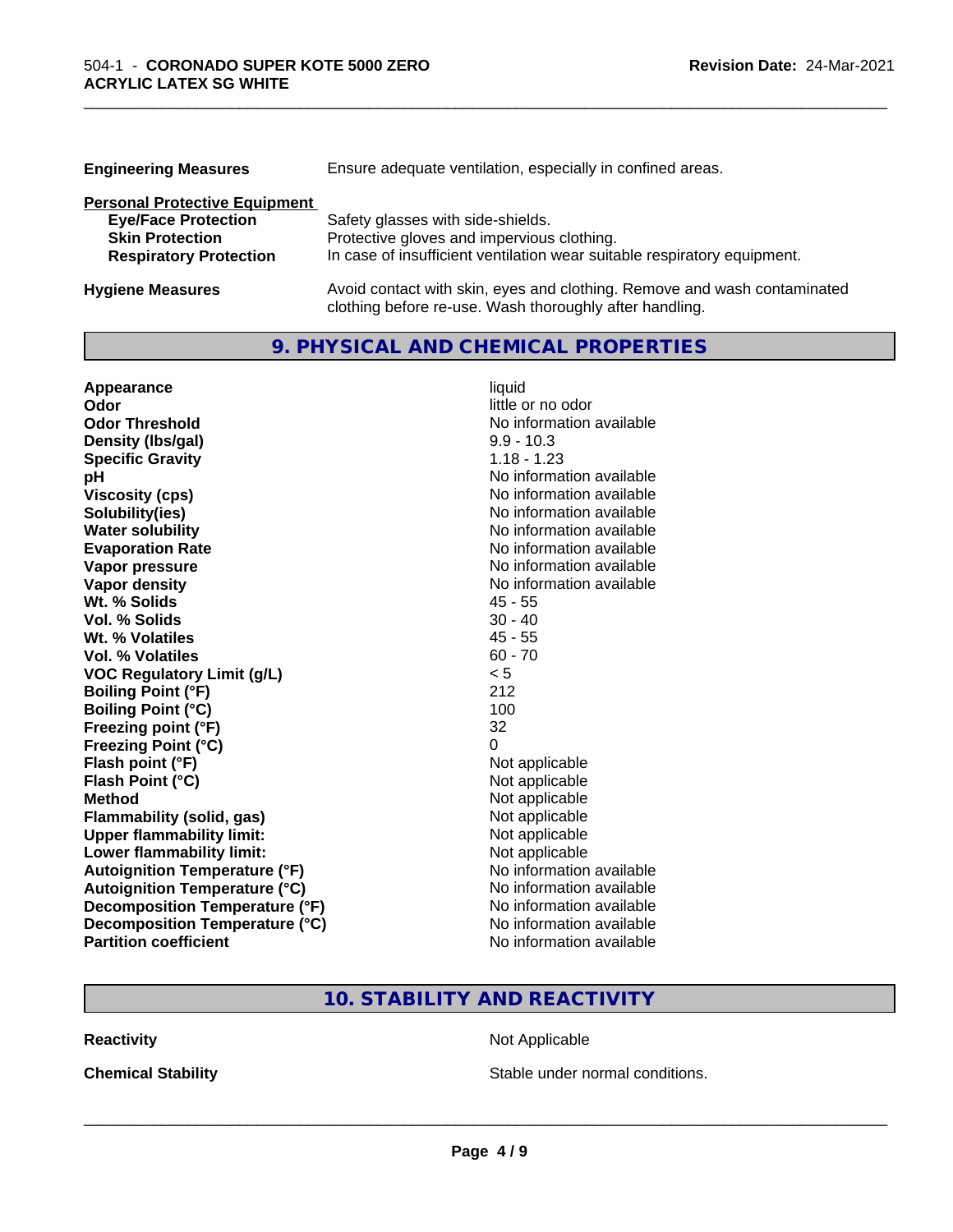**Engineering Measures** Ensure adequate ventilation, especially in confined areas.

**Personal Protective Equipment**

| | |
|---|---|
| **Eye/Face Protection** | Safety glasses with side-shields. |
| **Skin Protection** | Protective gloves and impervious clothing. |
| **Respiratory Protection** | In case of insufficient ventilation wear suitable respiratory equipment. |

**Hygiene Measures** Avoid contact with skin, eyes and clothing. Remove and wash contaminated clothing before re-use. Wash thoroughly after handling.

## 9. PHYSICAL AND CHEMICAL PROPERTIES

| | |
|---|---|
| **Appearance** | liquid |
| **Odor** | little or no odor |
| **Odor Threshold** | No information available |
| **Density (lbs/gal)** | 9.9 - 10.3 |
| **Specific Gravity** | 1.18 - 1.23 |
| **pH** | No information available |
| **Viscosity (cps)** | No information available |
| **Solubility(ies)** | No information available |
| **Water solubility** | No information available |
| **Evaporation Rate** | No information available |
| **Vapor pressure** | No information available |
| **Vapor density** | No information available |
| **Wt. % Solids** | 45 - 55 |
| **Vol. % Solids** | 30 - 40 |
| **Wt. % Volatiles** | 45 - 55 |
| **Vol. % Volatiles** | 60 - 70 |
| **VOC Regulatory Limit (g/L)** | < 5 |
| **Boiling Point (°F)** | 212 |
| **Boiling Point (°C)** | 100 |
| **Freezing point (°F)** | 32 |
| **Freezing Point (°C)** | 0 |
| **Flash point (°F)** | Not applicable |
| **Flash Point (°C)** | Not applicable |
| **Method** | Not applicable |
| **Flammability (solid, gas)** | Not applicable |
| **Upper flammability limit:** | Not applicable |
| **Lower flammability limit:** | Not applicable |
| **Autoignition Temperature (°F)** | No information available |
| **Autoignition Temperature (°C)** | No information available |
| **Decomposition Temperature (°F)** | No information available |
| **Decomposition Temperature (°C)** | No information available |
| **Partition coefficient** | No information available |

## 10. STABILITY AND REACTIVITY

| | |
|---|---|
| **Reactivity** | Not Applicable |
| **Chemical Stability** | Stable under normal conditions. |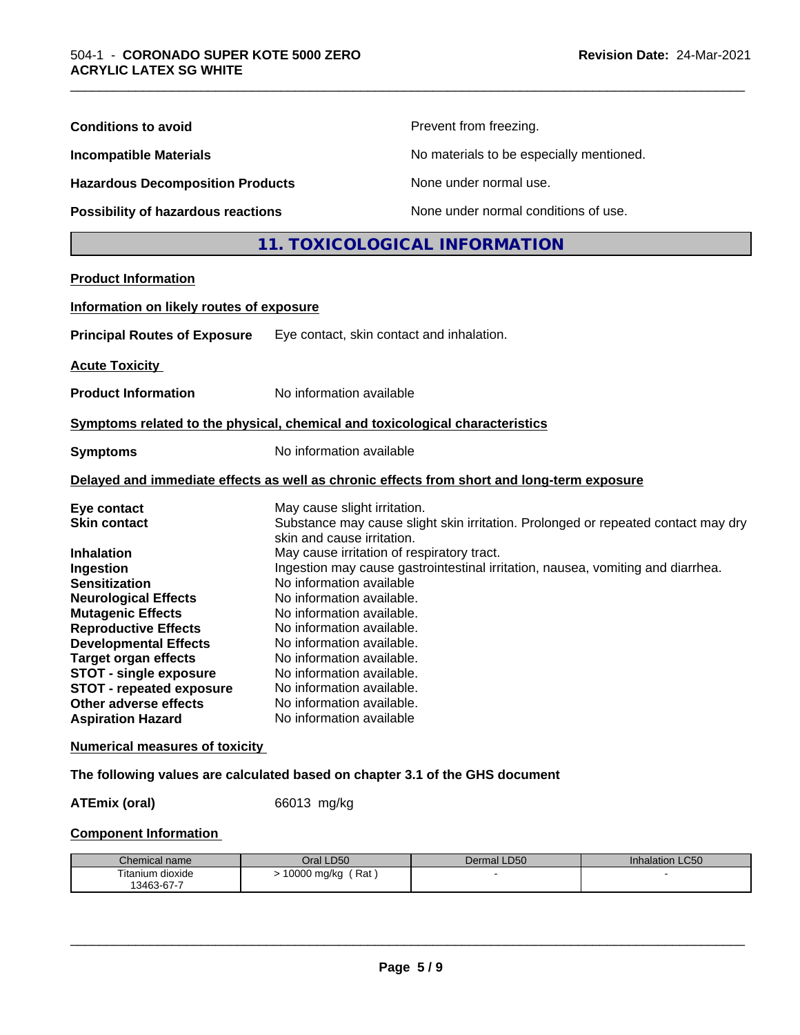**Conditions to avoid** Prevent from freezing.

**Incompatible Materials** No materials to be especially mentioned.

**Hazardous Decomposition Products** None under normal use.

**Possibility of hazardous reactions** None under normal conditions of use.

## 11. TOXICOLOGICAL INFORMATION

### Product Information

### Information on likely routes of exposure

**Principal Routes of Exposure** Eye contact, skin contact and inhalation.

### Acute Toxicity

**Product Information** No information available

### Symptoms related to the physical, chemical and toxicological characteristics

**Symptoms** No information available

### Delayed and immediate effects as well as chronic effects from short and long-term exposure

**Eye contact** May cause slight irritation.
**Skin contact** Substance may cause slight skin irritation. Prolonged or repeated contact may dry skin and cause irritation.
**Inhalation** May cause irritation of respiratory tract.
**Ingestion** Ingestion may cause gastrointestinal irritation, nausea, vomiting and diarrhea.
**Sensitization** No information available
**Neurological Effects** No information available.
**Mutagenic Effects** No information available.
**Reproductive Effects** No information available.
**Developmental Effects** No information available.
**Target organ effects** No information available.
**STOT - single exposure** No information available.
**STOT - repeated exposure** No information available.
**Other adverse effects** No information available.
**Aspiration Hazard** No information available

### Numerical measures of toxicity

**The following values are calculated based on chapter 3.1 of the GHS document**

**ATEmix (oral)** 66013 mg/kg

### Component Information

| Chemical name | Oral LD50 | Dermal LD50 | Inhalation LC50 |
|---|---|---|---|
| Titanium dioxide 13463-67-7 | > 10000 mg/kg ( Rat ) | - | - |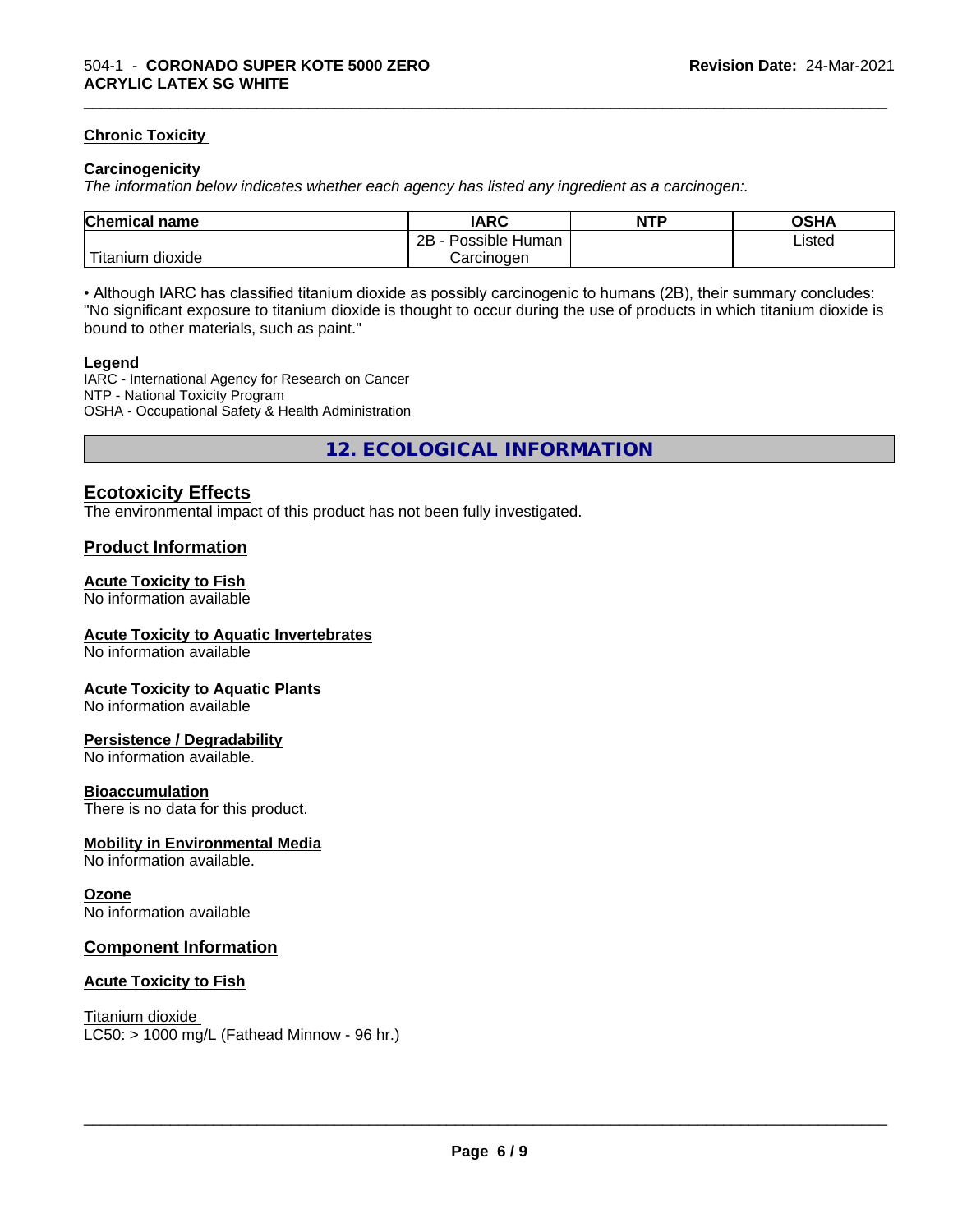### Chronic Toxicity

**Carcinogenicity**

*The information below indicates whether each agency has listed any ingredient as a carcinogen:.*

| Chemical name | IARC | NTP | OSHA |
|---|---|---|---|
| Titanium dioxide | 2B - Possible Human Carcinogen | | Listed |

• Although IARC has classified titanium dioxide as possibly carcinogenic to humans (2B), their summary concludes: "No significant exposure to titanium dioxide is thought to occur during the use of products in which titanium dioxide is bound to other materials, such as paint."

**Legend**

IARC - International Agency for Research on Cancer
NTP - National Toxicity Program
OSHA - Occupational Safety & Health Administration

## 12. ECOLOGICAL INFORMATION

### Ecotoxicity Effects

The environmental impact of this product has not been fully investigated.

### Product Information

**Acute Toxicity to Fish**
No information available

**Acute Toxicity to Aquatic Invertebrates**
No information available

**Acute Toxicity to Aquatic Plants**
No information available

**Persistence / Degradability**
No information available.

**Bioaccumulation**
There is no data for this product.

**Mobility in Environmental Media**
No information available.

**Ozone**
No information available

### Component Information

**Acute Toxicity to Fish**

Titanium dioxide
LC50: > 1000 mg/L (Fathead Minnow - 96 hr.)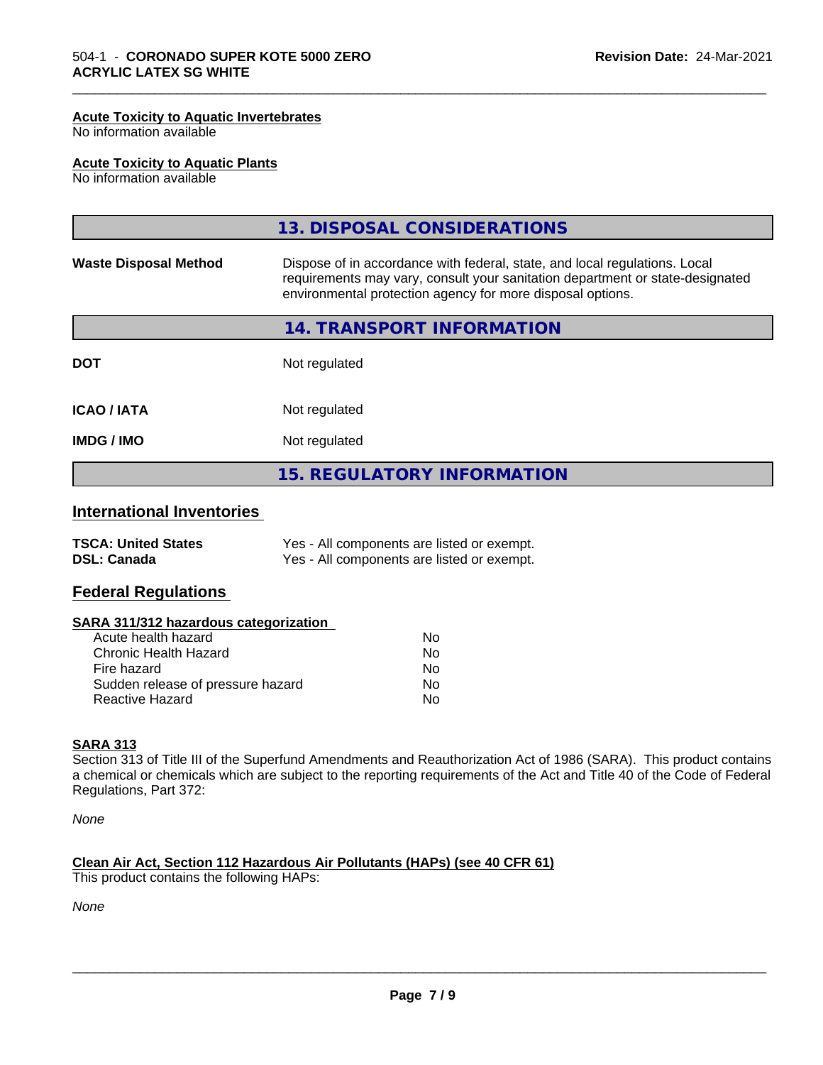**Acute Toxicity to Aquatic Invertebrates**
No information available

**Acute Toxicity to Aquatic Plants**
No information available

## 13. DISPOSAL CONSIDERATIONS

| | |
|---|---|
| **Waste Disposal Method** | Dispose of in accordance with federal, state, and local regulations. Local requirements may vary, consult your sanitation department or state-designated environmental protection agency for more disposal options. |

## 14. TRANSPORT INFORMATION

| | |
|---|---|
| **DOT** | Not regulated |
| **ICAO / IATA** | Not regulated |
| **IMDG / IMO** | Not regulated |

## 15. REGULATORY INFORMATION

### International Inventories

| | |
|---|---|
| **TSCA: United States** | Yes - All components are listed or exempt. |
| **DSL: Canada** | Yes - All components are listed or exempt. |

### Federal Regulations

**SARA 311/312 hazardous categorization**

| | |
|---|---|
| Acute health hazard | No |
| Chronic Health Hazard | No |
| Fire hazard | No |
| Sudden release of pressure hazard | No |
| Reactive Hazard | No |

**SARA 313**
Section 313 of Title III of the Superfund Amendments and Reauthorization Act of 1986 (SARA). This product contains a chemical or chemicals which are subject to the reporting requirements of the Act and Title 40 of the Code of Federal Regulations, Part 372:

*None*

**Clean Air Act, Section 112 Hazardous Air Pollutants (HAPs) (see 40 CFR 61)**
This product contains the following HAPs:

*None*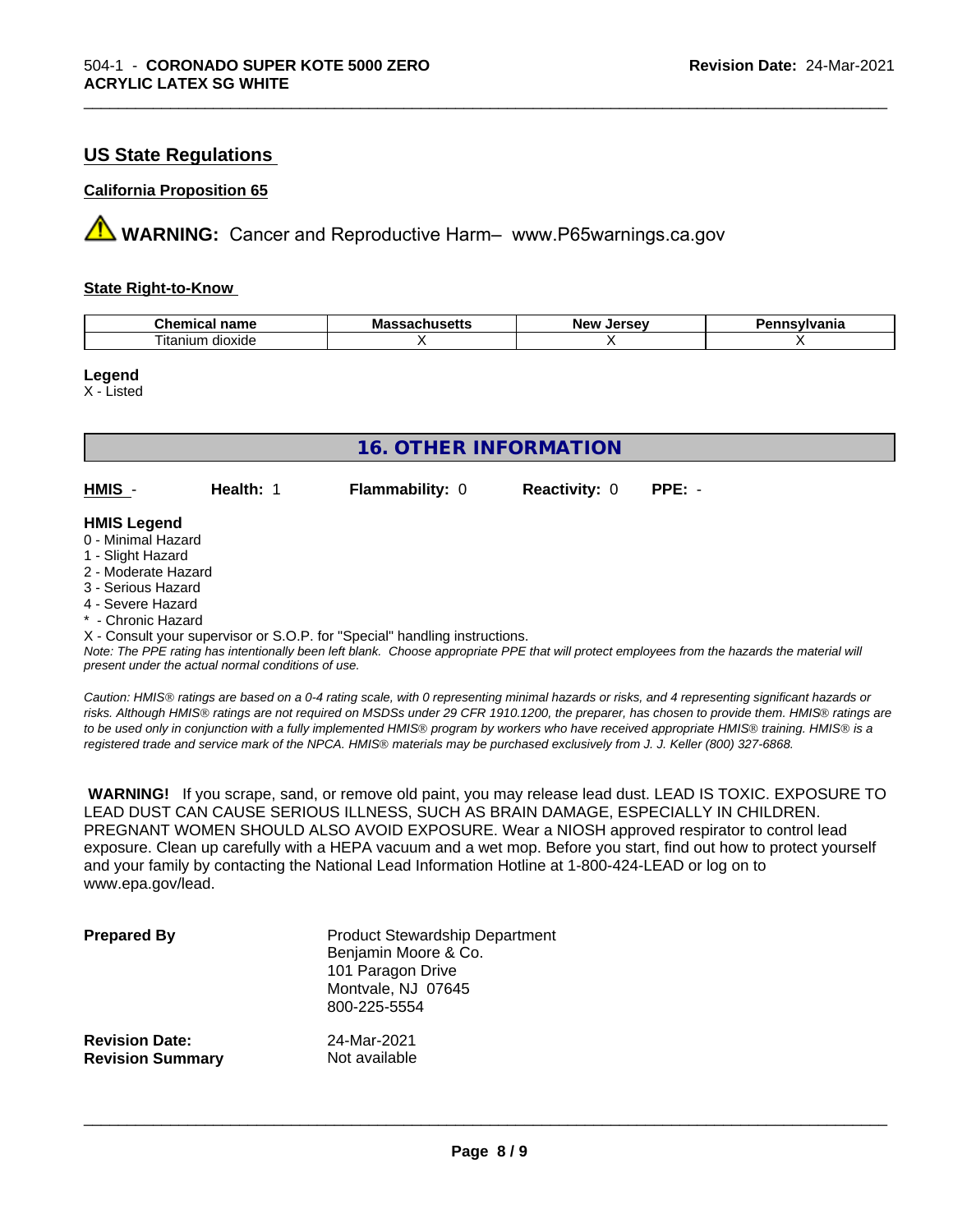## US State Regulations

### California Proposition 65

⚠ **WARNING:** Cancer and Reproductive Harm– www.P65warnings.ca.gov

### State Right-to-Know

| Chemical name | Massachusetts | New Jersey | Pennsylvania |
| --- | --- | --- | --- |
| Titanium dioxide | X | X | X |

**Legend**
X - Listed

# 16. OTHER INFORMATION

**HMIS** - **Health:** 1 **Flammability:** 0 **Reactivity:** 0 **PPE:** -

**HMIS Legend**
0 - Minimal Hazard
1 - Slight Hazard
2 - Moderate Hazard
3 - Serious Hazard
4 - Severe Hazard
* - Chronic Hazard
X - Consult your supervisor or S.O.P. for "Special" handling instructions.
*Note: The PPE rating has intentionally been left blank. Choose appropriate PPE that will protect employees from the hazards the material will present under the actual normal conditions of use.*

*Caution: HMIS® ratings are based on a 0-4 rating scale, with 0 representing minimal hazards or risks, and 4 representing significant hazards or risks. Although HMIS® ratings are not required on MSDSs under 29 CFR 1910.1200, the preparer, has chosen to provide them. HMIS® ratings are to be used only in conjunction with a fully implemented HMIS® program by workers who have received appropriate HMIS® training. HMIS® is a registered trade and service mark of the NPCA. HMIS® materials may be purchased exclusively from J. J. Keller (800) 327-6868.*

**WARNING!** If you scrape, sand, or remove old paint, you may release lead dust. LEAD IS TOXIC. EXPOSURE TO LEAD DUST CAN CAUSE SERIOUS ILLNESS, SUCH AS BRAIN DAMAGE, ESPECIALLY IN CHILDREN. PREGNANT WOMEN SHOULD ALSO AVOID EXPOSURE. Wear a NIOSH approved respirator to control lead exposure. Clean up carefully with a HEPA vacuum and a wet mop. Before you start, find out how to protect yourself and your family by contacting the National Lead Information Hotline at 1-800-424-LEAD or log on to www.epa.gov/lead.

**Prepared By**
Product Stewardship Department
Benjamin Moore & Co.
101 Paragon Drive
Montvale, NJ 07645
800-225-5554

**Revision Date:** 24-Mar-2021
**Revision Summary** Not available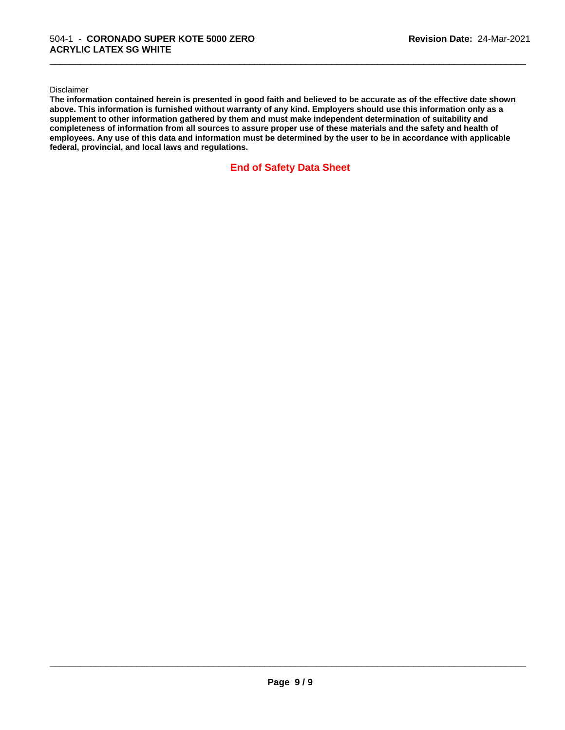Disclaimer

**The information contained herein is presented in good faith and believed to be accurate as of the effective date shown above. This information is furnished without warranty of any kind. Employers should use this information only as a supplement to other information gathered by them and must make independent determination of suitability and completeness of information from all sources to assure proper use of these materials and the safety and health of employees. Any use of this data and information must be determined by the user to be in accordance with applicable federal, provincial, and local laws and regulations.**

**End of Safety Data Sheet**